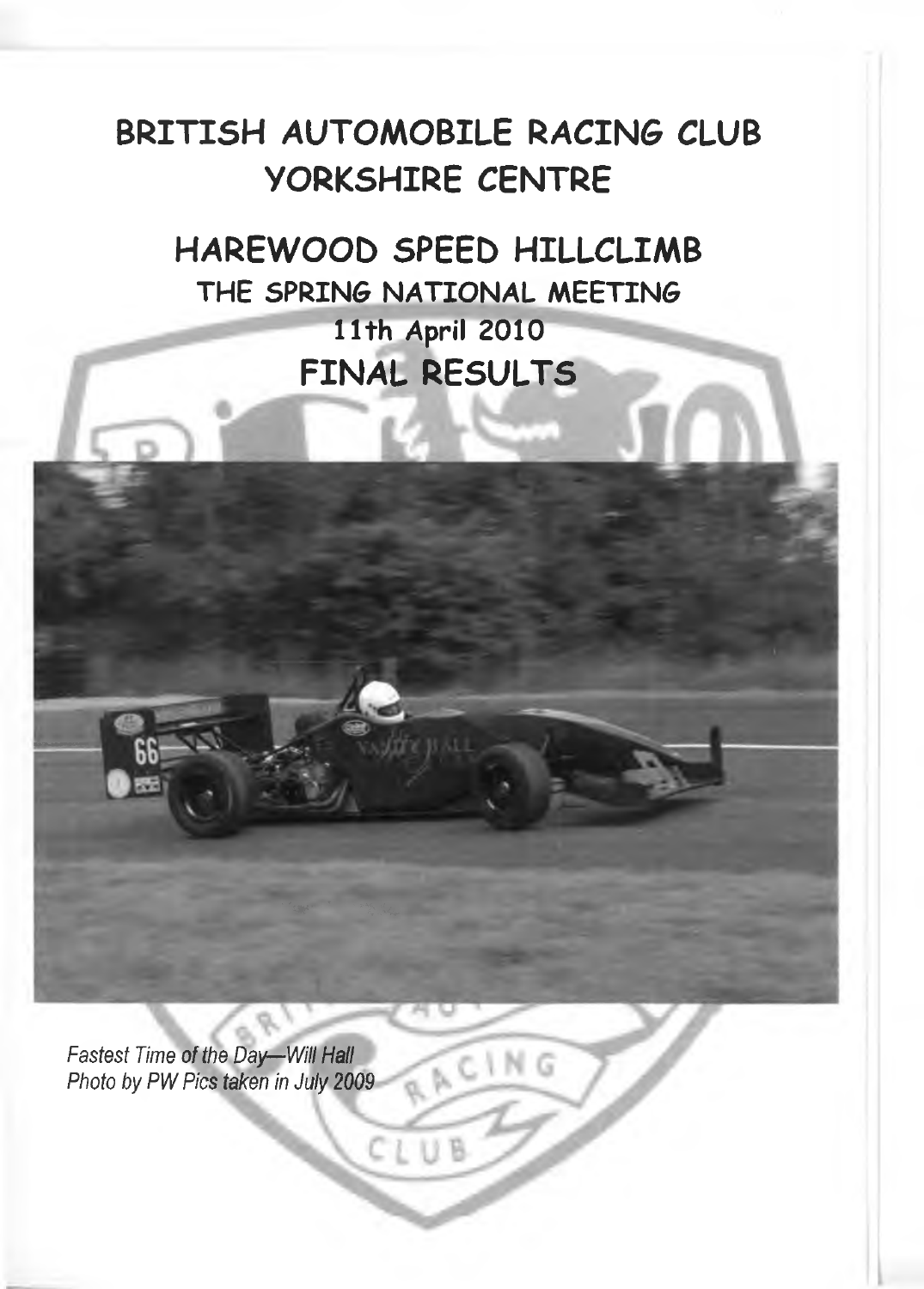# BRITISH AUTOMOBILE RACING CLUB YORKSHIRE CENTRE

## HAREWOOD SPEED HILLCLIMB

### THE SPRING NATIONAL MEETING

### 11th April 2010

## FINAL RESULTS

*Fastest Time of the Day—Will Hall*
*Photo by PW Pics taken in July 2009*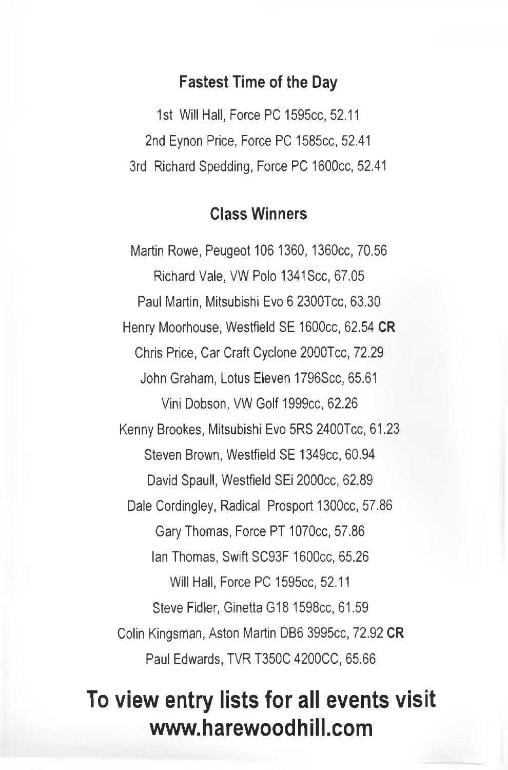## Fastest Time of the Day

1st Will Hall, Force PC 1595cc, 52.11

2nd Eynon Price, Force PC 1585cc, 52.41

3rd Richard Spedding, Force PC 1600cc, 52.41

## Class Winners

Martin Rowe, Peugeot 106 1360, 1360cc, 70.56

Richard Vale, VW Polo 1341Scc, 67.05

Paul Martin, Mitsubishi Evo 6 2300Tcc, 63.30

Henry Moorhouse, Westfield SE 1600cc, 62.54 **CR**

Chris Price, Car Craft Cyclone 2000Tcc, 72.29

John Graham, Lotus Eleven 1796Scc, 65.61

Vini Dobson, VW Golf 1999cc, 62.26

Kenny Brookes, Mitsubishi Evo 5RS 2400Tcc, 61.23

Steven Brown, Westfield SE 1349cc, 60.94

David Spaull, Westfield SEi 2000cc, 62.89

Dale Cordingley, Radical Prosport 1300cc, 57.86

Gary Thomas, Force PT 1070cc, 57.86

Ian Thomas, Swift SC93F 1600cc, 65.26

Will Hall, Force PC 1595cc, 52.11

Steve Fidler, Ginetta G18 1598cc, 61.59

Colin Kingsman, Aston Martin DB6 3995cc, 72.92 **CR**

Paul Edwards, TVR T350C 4200CC, 65.66

# To view entry lists for all events visit www.harewoodhill.com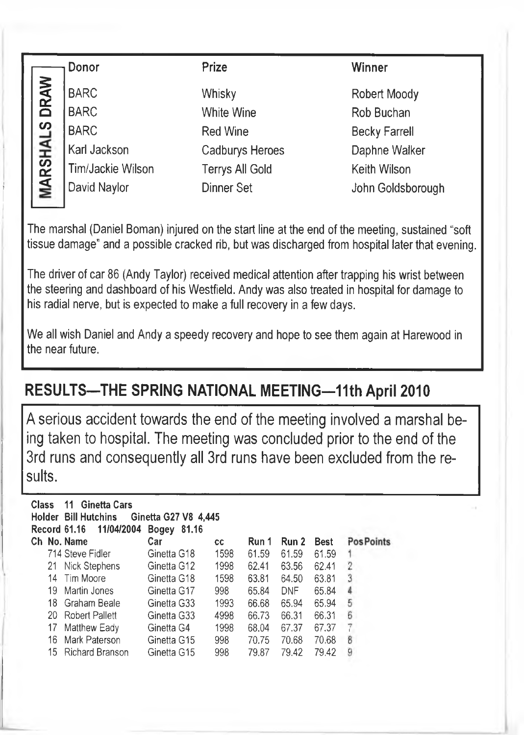## MARSHALS DRAW

| Donor | Prize | Winner |
|---|---|---|
| BARC | Whisky | Robert Moody |
| BARC | White Wine | Rob Buchan |
| BARC | Red Wine | Becky Farrell |
| Karl Jackson | Cadburys Heroes | Daphne Walker |
| Tim/Jackie Wilson | Terrys All Gold | Keith Wilson |
| David Naylor | Dinner Set | John Goldsborough |

The marshal (Daniel Boman) injured on the start line at the end of the meeting, sustained "soft tissue damage" and a possible cracked rib, but was discharged from hospital later that evening.

The driver of car 86 (Andy Taylor) received medical attention after trapping his wrist between the steering and dashboard of his Westfield. Andy was also treated in hospital for damage to his radial nerve, but is expected to make a full recovery in a few days.

We all wish Daniel and Andy a speedy recovery and hope to see them again at Harewood in the near future.

## RESULTS—THE SPRING NATIONAL MEETING—11th April 2010

A serious accident towards the end of the meeting involved a marshal being taken to hospital. The meeting was concluded prior to the end of the 3rd runs and consequently all 3rd runs have been excluded from the results.

**Class 11 Ginetta Cars**
**Holder Bill Hutchins Ginetta G27 V8 4,445**
**Record 61.16 11/04/2004 Bogey 81.16**

| Ch | No. | Name | Car | cc | Run 1 | Run 2 | Best | Pos | Points |
|---|---|---|---|---|---|---|---|---|---|
| | 714 | Steve Fidler | Ginetta G18 | 1598 | 61.59 | 61.59 | 61.59 | 1 | |
| | 21 | Nick Stephens | Ginetta G12 | 1998 | 62.41 | 63.56 | 62.41 | 2 | |
| | 14 | Tim Moore | Ginetta G18 | 1598 | 63.81 | 64.50 | 63.81 | 3 | |
| | 19 | Martin Jones | Ginetta G17 | 998 | 65.84 | DNF | 65.84 | 4 | |
| | 18 | Graham Beale | Ginetta G33 | 1993 | 66.68 | 65.94 | 65.94 | 5 | |
| | 20 | Robert Pallett | Ginetta G33 | 4998 | 66.73 | 66.31 | 66.31 | 6 | |
| | 17 | Matthew Eady | Ginetta G4 | 1998 | 68.04 | 67.37 | 67.37 | 7 | |
| | 16 | Mark Paterson | Ginetta G15 | 998 | 70.75 | 70.68 | 70.68 | 8 | |
| | 15 | Richard Branson | Ginetta G15 | 998 | 79.87 | 79.42 | 79.42 | 9 | |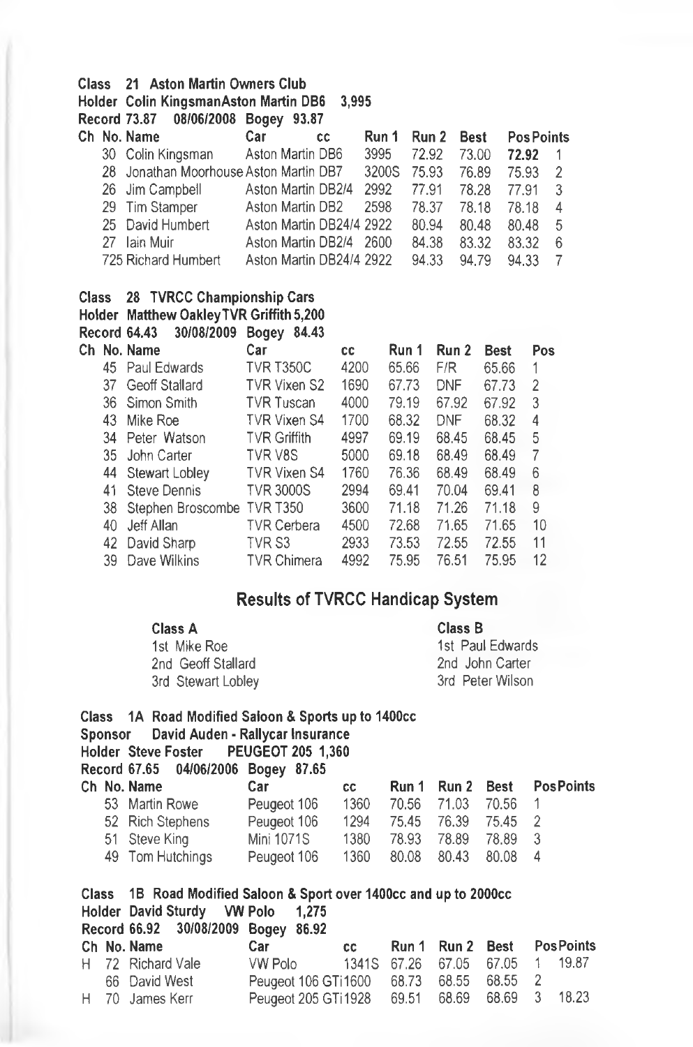**Class 21 Aston Martin Owners Club**
**Holder Colin Kingsman Aston Martin DB6 3,995**
**Record 73.87 08/06/2008 Bogey 93.87**

| Ch | No. | Name | Car | cc | Run 1 | Run 2 | Best | Pos | Points |
|---|---|---|---|---|---|---|---|---|---|
| | 30 | Colin Kingsman | Aston Martin DB6 | 3995 | 72.92 | 73.00 | **72.92** | 1 | |
| | 28 | Jonathan Moorhouse | Aston Martin DB7 | 3200S | 75.93 | 76.89 | 75.93 | 2 | |
| | 26 | Jim Campbell | Aston Martin DB2/4 | 2992 | 77.91 | 78.28 | 77.91 | 3 | |
| | 29 | Tim Stamper | Aston Martin DB2 | 2598 | 78.37 | 78.18 | 78.18 | 4 | |
| | 25 | David Humbert | Aston Martin DB24/4 | 2922 | 80.94 | 80.48 | 80.48 | 5 | |
| | 27 | Iain Muir | Aston Martin DB2/4 | 2600 | 84.38 | 83.32 | 83.32 | 6 | |
| | 725 | Richard Humbert | Aston Martin DB24/4 | 2922 | 94.33 | 94.79 | 94.33 | 7 | |

**Class 28 TVRCC Championship Cars**
**Holder Matthew Oakley TVR Griffith 5,200**
**Record 64.43 30/08/2009 Bogey 84.43**

| Ch | No. | Name | Car | cc | Run 1 | Run 2 | Best | Pos |
|---|---|---|---|---|---|---|---|---|
| | 45 | Paul Edwards | TVR T350C | 4200 | 65.66 | F/R | 65.66 | 1 |
| | 37 | Geoff Stallard | TVR Vixen S2 | 1690 | 67.73 | DNF | 67.73 | 2 |
| | 36 | Simon Smith | TVR Tuscan | 4000 | 79.19 | 67.92 | 67.92 | 3 |
| | 43 | Mike Roe | TVR Vixen S4 | 1700 | 68.32 | DNF | 68.32 | 4 |
| | 34 | Peter Watson | TVR Griffith | 4997 | 69.19 | 68.45 | 68.45 | 5 |
| | 35 | John Carter | TVR V8S | 5000 | 69.18 | 68.49 | 68.49 | 7 |
| | 44 | Stewart Lobley | TVR Vixen S4 | 1760 | 76.36 | 68.49 | 68.49 | 6 |
| | 41 | Steve Dennis | TVR 3000S | 2994 | 69.41 | 70.04 | 69.41 | 8 |
| | 38 | Stephen Broscombe | TVR T350 | 3600 | 71.18 | 71.26 | 71.18 | 9 |
| | 40 | Jeff Allan | TVR Cerbera | 4500 | 72.68 | 71.65 | 71.65 | 10 |
| | 42 | David Sharp | TVR S3 | 2933 | 73.53 | 72.55 | 72.55 | 11 |
| | 39 | Dave Wilkins | TVR Chimera | 4992 | 75.95 | 76.51 | 75.95 | 12 |

## Results of TVRCC Handicap System

**Class A**
1st Mike Roe
2nd Geoff Stallard
3rd Stewart Lobley

**Class B**
1st Paul Edwards
2nd John Carter
3rd Peter Wilson

**Class 1A Road Modified Saloon & Sports up to 1400cc**
**Sponsor David Auden - Rallycar Insurance**
**Holder Steve Foster PEUGEOT 205 1,360**
**Record 67.65 04/06/2006 Bogey 87.65**

| Ch | No. | Name | Car | cc | Run 1 | Run 2 | Best | Pos | Points |
|---|---|---|---|---|---|---|---|---|---|
| | 53 | Martin Rowe | Peugeot 106 | 1360 | 70.56 | 71.03 | 70.56 | 1 | |
| | 52 | Rich Stephens | Peugeot 106 | 1294 | 75.45 | 76.39 | 75.45 | 2 | |
| | 51 | Steve King | Mini 1071S | 1380 | 78.93 | 78.89 | 78.89 | 3 | |
| | 49 | Tom Hutchings | Peugeot 106 | 1360 | 80.08 | 80.43 | 80.08 | 4 | |

**Class 1B Road Modified Saloon & Sport over 1400cc and up to 2000cc**
**Holder David Sturdy VW Polo 1,275**
**Record 66.92 30/08/2009 Bogey 86.92**

| Ch | No. | Name | Car | cc | Run 1 | Run 2 | Best | Pos | Points |
|---|---|---|---|---|---|---|---|---|---|
| H | 72 | Richard Vale | VW Polo | 1341S | 67.26 | 67.05 | 67.05 | 1 | 19.87 |
| | 66 | David West | Peugeot 106 GTi | 1600 | 68.73 | 68.55 | 68.55 | 2 | |
| H | 70 | James Kerr | Peugeot 205 GTi | 1928 | 69.51 | 68.69 | 68.69 | 3 | 18.23 |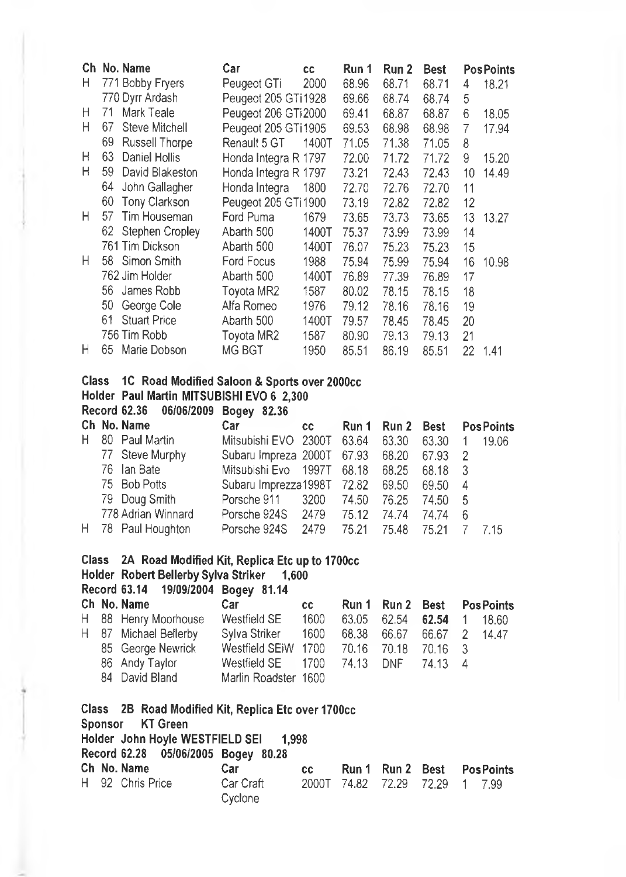| Ch | No. | Name | Car | cc | Run 1 | Run 2 | Best | Pos | Points |
|---|---|---|---|---|---|---|---|---|---|
| H | 771 | Bobby Fryers | Peugeot GTi | 2000 | 68.96 | 68.71 | 68.71 | 4 | 18.21 |
| | 770 | Dyrr Ardash | Peugeot 205 GTi | 1928 | 69.66 | 68.74 | 68.74 | 5 | |
| H | 71 | Mark Teale | Peugeot 206 GTi | 2000 | 69.41 | 68.87 | 68.87 | 6 | 18.05 |
| H | 67 | Steve Mitchell | Peugeot 205 GTi | 1905 | 69.53 | 68.98 | 68.98 | 7 | 17.94 |
| | 69 | Russell Thorpe | Renault 5 GT | 1400T | 71.05 | 71.38 | 71.05 | 8 | |
| H | 63 | Daniel Hollis | Honda Integra R | 1797 | 72.00 | 71.72 | 71.72 | 9 | 15.20 |
| H | 59 | David Blakeston | Honda Integra R | 1797 | 73.21 | 72.43 | 72.43 | 10 | 14.49 |
| | 64 | John Gallagher | Honda Integra | 1800 | 72.70 | 72.76 | 72.70 | 11 | |
| | 60 | Tony Clarkson | Peugeot 205 GTi | 1900 | 73.19 | 72.82 | 72.82 | 12 | |
| H | 57 | Tim Houseman | Ford Puma | 1679 | 73.65 | 73.73 | 73.65 | 13 | 13.27 |
| | 62 | Stephen Cropley | Abarth 500 | 1400T | 75.37 | 73.99 | 73.99 | 14 | |
| | 761 | Tim Dickson | Abarth 500 | 1400T | 76.07 | 75.23 | 75.23 | 15 | |
| H | 58 | Simon Smith | Ford Focus | 1988 | 75.94 | 75.99 | 75.94 | 16 | 10.98 |
| | 762 | Jim Holder | Abarth 500 | 1400T | 76.89 | 77.39 | 76.89 | 17 | |
| | 56 | James Robb | Toyota MR2 | 1587 | 80.02 | 78.15 | 78.15 | 18 | |
| | 50 | George Cole | Alfa Romeo | 1976 | 79.12 | 78.16 | 78.16 | 19 | |
| | 61 | Stuart Price | Abarth 500 | 1400T | 79.57 | 78.45 | 78.45 | 20 | |
| | 756 | Tim Robb | Toyota MR2 | 1587 | 80.90 | 79.13 | 79.13 | 21 | |
| H | 65 | Marie Dobson | MG BGT | 1950 | 85.51 | 86.19 | 85.51 | 22 | 1.41 |

**Class 1C Road Modified Saloon & Sports over 2000cc**
**Holder Paul Martin MITSUBISHI EVO 6 2,300**
**Record 62.36 06/06/2009 Bogey 82.36**

| Ch | No. | Name | Car | cc | Run 1 | Run 2 | Best | Pos | Points |
|---|---|---|---|---|---|---|---|---|---|
| H | 80 | Paul Martin | Mitsubishi EVO | 2300T | 63.64 | 63.30 | 63.30 | 1 | 19.06 |
| | 77 | Steve Murphy | Subaru Impreza | 2000T | 67.93 | 68.20 | 67.93 | 2 | |
| | 76 | Ian Bate | Mitsubishi Evo | 1997T | 68.18 | 68.25 | 68.18 | 3 | |
| | 75 | Bob Potts | Subaru Imprezza | 1998T | 72.82 | 69.50 | 69.50 | 4 | |
| | 79 | Doug Smith | Porsche 911 | 3200 | 74.50 | 76.25 | 74.50 | 5 | |
| | 778 | Adrian Winnard | Porsche 924S | 2479 | 75.12 | 74.74 | 74.74 | 6 | |
| H | 78 | Paul Houghton | Porsche 924S | 2479 | 75.21 | 75.48 | 75.21 | 7 | 7.15 |

**Class 2A Road Modified Kit, Replica Etc up to 1700cc**
**Holder Robert Bellerby Sylva Striker 1,600**
**Record 63.14 19/09/2004 Bogey 81.14**

| Ch | No. | Name | Car | cc | Run 1 | Run 2 | Best | Pos | Points |
|---|---|---|---|---|---|---|---|---|---|
| H | 88 | Henry Moorhouse | Westfield SE | 1600 | 63.05 | 62.54 | **62.54** | 1 | 18.60 |
| H | 87 | Michael Bellerby | Sylva Striker | 1600 | 68.38 | 66.67 | 66.67 | 2 | 14.47 |
| | 85 | George Newrick | Westfield SEiW | 1700 | 70.16 | 70.18 | 70.16 | 3 | |
| | 86 | Andy Taylor | Westfield SE | 1700 | 74.13 | DNF | 74.13 | 4 | |
| | 84 | David Bland | Marlin Roadster | 1600 | | | | | |

**Class 2B Road Modified Kit, Replica Etc over 1700cc**
**Sponsor KT Green**
**Holder John Hoyle WESTFIELD SEI 1,998**
**Record 62.28 05/06/2005 Bogey 80.28**

| Ch | No. | Name | Car | cc | Run 1 | Run 2 | Best | Pos | Points |
|---|---|---|---|---|---|---|---|---|---|
| H | 92 | Chris Price | Car Craft Cyclone | 2000T | 74.82 | 72.29 | 72.29 | 1 | 7.99 |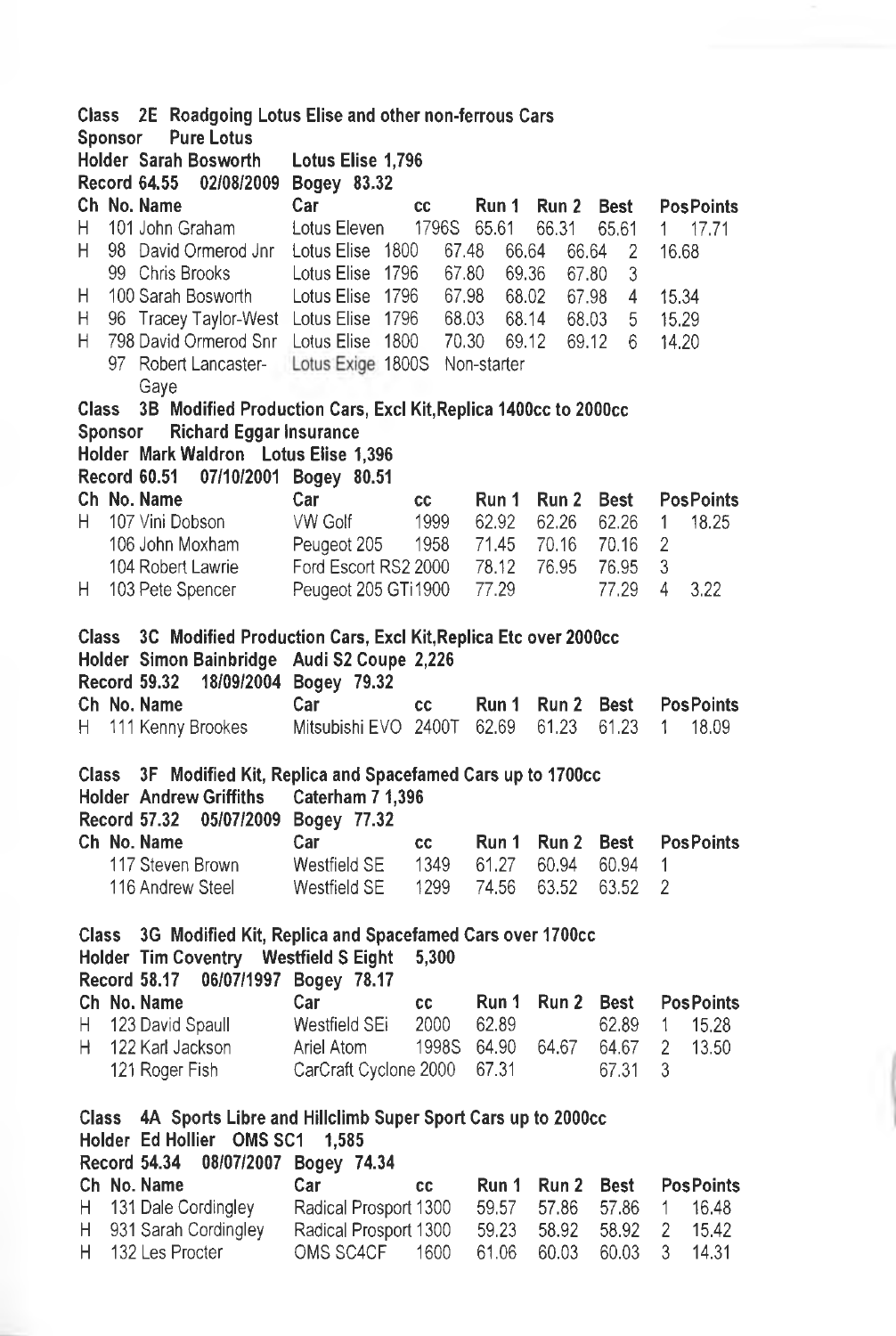**Class 2E Roadgoing Lotus Elise and other non-ferrous Cars**
**Sponsor Pure Lotus**
**Holder Sarah Bosworth Lotus Elise 1,796**
**Record 64.55 02/08/2009 Bogey 83.32**

| Ch | No. | Name | Car | cc | Run 1 | Run 2 | Best | Pos | Points |
|---|---|---|---|---|---|---|---|---|---|
| H | 101 | John Graham | Lotus Eleven | 1796S | 65.61 | 66.31 | 65.61 | 1 | 17.71 |
| H | 98 | David Ormerod Jnr | Lotus Elise | 1800 | 67.48 | 66.64 | 66.64 | 2 | 16.68 |
| | 99 | Chris Brooks | Lotus Elise | 1796 | 67.80 | 69.36 | 67.80 | 3 | |
| H | 100 | Sarah Bosworth | Lotus Elise | 1796 | 67.98 | 68.02 | 67.98 | 4 | 15.34 |
| H | 96 | Tracey Taylor-West | Lotus Elise | 1796 | 68.03 | 68.14 | 68.03 | 5 | 15.29 |
| H | 798 | David Ormerod Snr | Lotus Elise | 1800 | 70.30 | 69.12 | 69.12 | 6 | 14.20 |
| | 97 | Robert Lancaster-Gaye | Lotus Exige | 1800S | Non-starter | | | | |

**Class 3B Modified Production Cars, Excl Kit,Replica 1400cc to 2000cc**
**Sponsor Richard Eggar Insurance**
**Holder Mark Waldron Lotus Elise 1,396**
**Record 60.51 07/10/2001 Bogey 80.51**

| Ch | No. | Name | Car | cc | Run 1 | Run 2 | Best | Pos | Points |
|---|---|---|---|---|---|---|---|---|---|
| H | 107 | Vini Dobson | VW Golf | 1999 | 62.92 | 62.26 | 62.26 | 1 | 18.25 |
| | 106 | John Moxham | Peugeot 205 | 1958 | 71.45 | 70.16 | 70.16 | 2 | |
| | 104 | Robert Lawrie | Ford Escort RS2 | 2000 | 78.12 | 76.95 | 76.95 | 3 | |
| H | 103 | Pete Spencer | Peugeot 205 GTi | 1900 | 77.29 | | 77.29 | 4 | 3.22 |

**Class 3C Modified Production Cars, Excl Kit,Replica Etc over 2000cc**
**Holder Simon Bainbridge Audi S2 Coupe 2,226**
**Record 59.32 18/09/2004 Bogey 79.32**

| Ch | No. | Name | Car | cc | Run 1 | Run 2 | Best | Pos | Points |
|---|---|---|---|---|---|---|---|---|---|
| H | 111 | Kenny Brookes | Mitsubishi EVO | 2400T | 62.69 | 61.23 | 61.23 | 1 | 18.09 |

**Class 3F Modified Kit, Replica and Spacefamed Cars up to 1700cc**
**Holder Andrew Griffiths Caterham 7 1,396**
**Record 57.32 05/07/2009 Bogey 77.32**

| Ch | No. | Name | Car | cc | Run 1 | Run 2 | Best | Pos | Points |
|---|---|---|---|---|---|---|---|---|---|
| | 117 | Steven Brown | Westfield SE | 1349 | 61.27 | 60.94 | 60.94 | 1 | |
| | 116 | Andrew Steel | Westfield SE | 1299 | 74.56 | 63.52 | 63.52 | 2 | |

**Class 3G Modified Kit, Replica and Spacefamed Cars over 1700cc**
**Holder Tim Coventry Westfield S Eight 5,300**
**Record 58.17 06/07/1997 Bogey 78.17**

| Ch | No. | Name | Car | cc | Run 1 | Run 2 | Best | Pos | Points |
|---|---|---|---|---|---|---|---|---|---|
| H | 123 | David Spaull | Westfield SEi | 2000 | 62.89 | | 62.89 | 1 | 15.28 |
| H | 122 | Karl Jackson | Ariel Atom | 1998S | 64.90 | 64.67 | 64.67 | 2 | 13.50 |
| | 121 | Roger Fish | CarCraft Cyclone | 2000 | 67.31 | | 67.31 | 3 | |

**Class 4A Sports Libre and Hillclimb Super Sport Cars up to 2000cc**
**Holder Ed Hollier OMS SC1 1,585**
**Record 54.34 08/07/2007 Bogey 74.34**

| Ch | No. | Name | Car | cc | Run 1 | Run 2 | Best | Pos | Points |
|---|---|---|---|---|---|---|---|---|---|
| H | 131 | Dale Cordingley | Radical Prosport | 1300 | 59.57 | 57.86 | 57.86 | 1 | 16.48 |
| H | 931 | Sarah Cordingley | Radical Prosport | 1300 | 59.23 | 58.92 | 58.92 | 2 | 15.42 |
| H | 132 | Les Procter | OMS SC4CF | 1600 | 61.06 | 60.03 | 60.03 | 3 | 14.31 |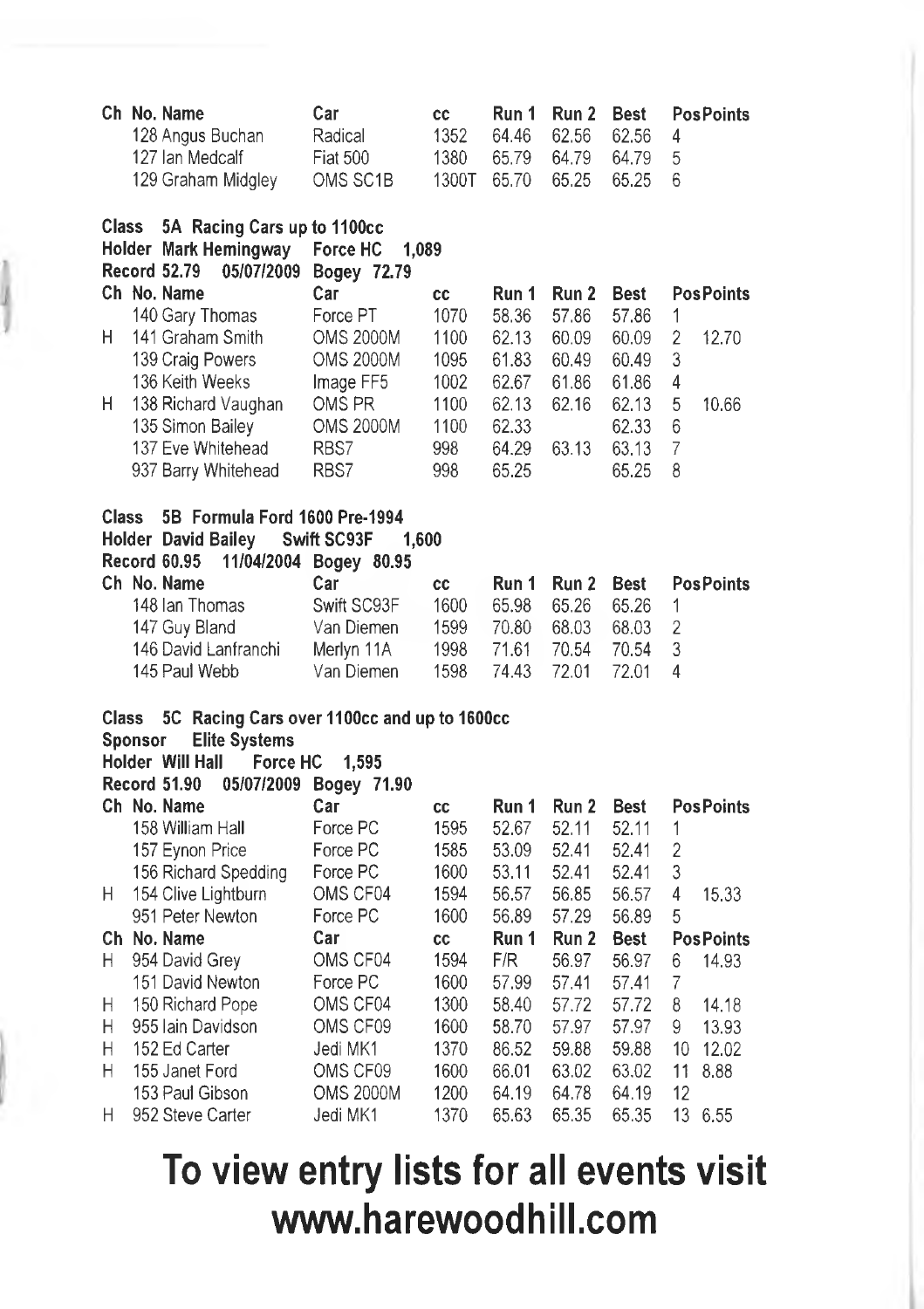| Ch | No. Name | Car | cc | Run 1 | Run 2 | Best | Pos | Points |
|---|---|---|---|---|---|---|---|---|
| | 128 Angus Buchan | Radical | 1352 | 64.46 | 62.56 | 62.56 | 4 | |
| | 127 Ian Medcalf | Fiat 500 | 1380 | 65.79 | 64.79 | 64.79 | 5 | |
| | 129 Graham Midgley | OMS SC1B | 1300T | 65.70 | 65.25 | 65.25 | 6 | |

**Class 5A Racing Cars up to 1100cc**
**Holder Mark Hemingway Force HC 1,089**
**Record 52.79 05/07/2009 Bogey 72.79**

| Ch | No. Name | Car | cc | Run 1 | Run 2 | Best | Pos | Points |
|---|---|---|---|---|---|---|---|---|
| | 140 Gary Thomas | Force PT | 1070 | 58.36 | 57.86 | 57.86 | 1 | |
| H | 141 Graham Smith | OMS 2000M | 1100 | 62.13 | 60.09 | 60.09 | 2 | 12.70 |
| | 139 Craig Powers | OMS 2000M | 1095 | 61.83 | 60.49 | 60.49 | 3 | |
| | 136 Keith Weeks | Image FF5 | 1002 | 62.67 | 61.86 | 61.86 | 4 | |
| H | 138 Richard Vaughan | OMS PR | 1100 | 62.13 | 62.16 | 62.13 | 5 | 10.66 |
| | 135 Simon Bailey | OMS 2000M | 1100 | 62.33 | | 62.33 | 6 | |
| | 137 Eve Whitehead | RBS7 | 998 | 64.29 | 63.13 | 63.13 | 7 | |
| | 937 Barry Whitehead | RBS7 | 998 | 65.25 | | 65.25 | 8 | |

**Class 5B Formula Ford 1600 Pre-1994**
**Holder David Bailey Swift SC93F 1,600**
**Record 60.95 11/04/2004 Bogey 80.95**

| Ch | No. Name | Car | cc | Run 1 | Run 2 | Best | Pos | Points |
|---|---|---|---|---|---|---|---|---|
| | 148 Ian Thomas | Swift SC93F | 1600 | 65.98 | 65.26 | 65.26 | 1 | |
| | 147 Guy Bland | Van Diemen | 1599 | 70.80 | 68.03 | 68.03 | 2 | |
| | 146 David Lanfranchi | Merlyn 11A | 1998 | 71.61 | 70.54 | 70.54 | 3 | |
| | 145 Paul Webb | Van Diemen | 1598 | 74.43 | 72.01 | 72.01 | 4 | |

**Class 5C Racing Cars over 1100cc and up to 1600cc**
**Sponsor Elite Systems**
**Holder Will Hall Force HC 1,595**
**Record 51.90 05/07/2009 Bogey 71.90**

| Ch | No. Name | Car | cc | Run 1 | Run 2 | Best | Pos | Points |
|---|---|---|---|---|---|---|---|---|
| | 158 William Hall | Force PC | 1595 | 52.67 | 52.11 | 52.11 | 1 | |
| | 157 Eynon Price | Force PC | 1585 | 53.09 | 52.41 | 52.41 | 2 | |
| | 156 Richard Spedding | Force PC | 1600 | 53.11 | 52.41 | 52.41 | 3 | |
| H | 154 Clive Lightburn | OMS CF04 | 1594 | 56.57 | 56.85 | 56.57 | 4 | 15.33 |
| | 951 Peter Newton | Force PC | 1600 | 56.89 | 57.29 | 56.89 | 5 | |
| H | 954 David Grey | OMS CF04 | 1594 | F/R | 56.97 | 56.97 | 6 | 14.93 |
| | 151 David Newton | Force PC | 1600 | 57.99 | 57.41 | 57.41 | 7 | |
| H | 150 Richard Pope | OMS CF04 | 1300 | 58.40 | 57.72 | 57.72 | 8 | 14.18 |
| H | 955 Iain Davidson | OMS CF09 | 1600 | 58.70 | 57.97 | 57.97 | 9 | 13.93 |
| H | 152 Ed Carter | Jedi MK1 | 1370 | 86.52 | 59.88 | 59.88 | 10 | 12.02 |
| H | 155 Janet Ford | OMS CF09 | 1600 | 66.01 | 63.02 | 63.02 | 11 | 8.88 |
| | 153 Paul Gibson | OMS 2000M | 1200 | 64.19 | 64.78 | 64.19 | 12 | |
| H | 952 Steve Carter | Jedi MK1 | 1370 | 65.63 | 65.35 | 65.35 | 13 | 6.55 |

# To view entry lists for all events visit www.harewoodhill.com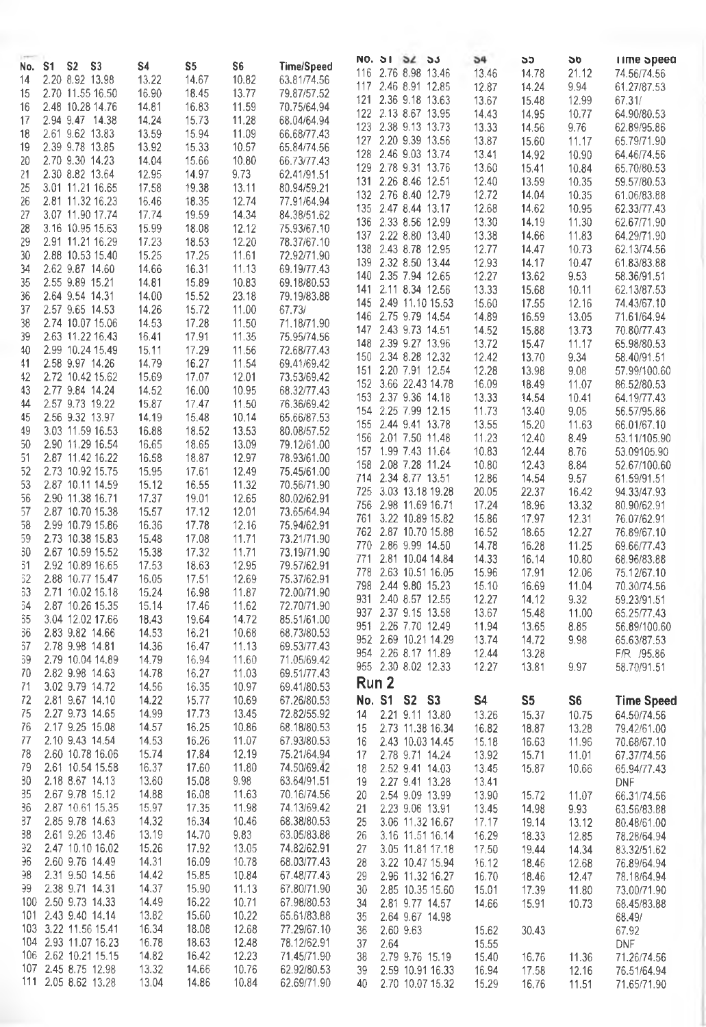| No. | S1 | S2 | S3 | S4 | S5 | S6 | Time/Speed |
|---|---|---|---|---|---|---|---|
| 14 | 2.20 | 8.92 | 13.98 | 13.22 | 14.67 | 10.82 | 63.81/74.56 |
| 15 | 2.70 | 11.55 | 16.50 | 16.90 | 18.45 | 13.77 | 79.87/57.52 |
| 16 | 2.48 | 10.28 | 14.76 | 14.81 | 16.83 | 11.59 | 70.75/64.94 |
| 17 | 2.94 | 9.47 | 14.38 | 14.24 | 15.73 | 11.28 | 68.04/64.94 |
| 18 | 2.61 | 9.62 | 13.83 | 13.59 | 15.94 | 11.09 | 66.68/77.43 |
| 19 | 2.39 | 9.78 | 13.85 | 13.92 | 15.33 | 10.57 | 65.84/74.56 |
| 20 | 2.70 | 9.30 | 14.23 | 14.04 | 15.66 | 10.80 | 66.73/77.43 |
| 21 | 2.30 | 8.82 | 13.64 | 12.95 | 14.97 | 9.73 | 62.41/91.51 |
| 25 | 3.01 | 11.21 | 16.65 | 17.58 | 19.38 | 13.11 | 80.94/59.21 |
| 26 | 2.81 | 11.32 | 16.23 | 16.46 | 18.35 | 12.74 | 77.91/64.94 |
| 27 | 3.07 | 11.90 | 17.74 | 17.74 | 19.59 | 14.34 | 84.38/51.62 |
| 28 | 3.16 | 10.95 | 15.63 | 15.99 | 18.08 | 12.12 | 75.93/67.10 |
| 29 | 2.91 | 11.21 | 16.29 | 17.23 | 18.53 | 12.20 | 78.37/67.10 |
| 30 | 2.88 | 10.53 | 15.40 | 15.25 | 17.25 | 11.61 | 72.92/71.90 |
| 34 | 2.62 | 9.87 | 14.60 | 14.66 | 16.31 | 11.13 | 69.19/77.43 |
| 35 | 2.55 | 9.89 | 15.21 | 14.81 | 15.89 | 10.83 | 69.18/80.53 |
| 36 | 2.64 | 9.54 | 14.31 | 14.00 | 15.52 | 23.18 | 79.19/83.88 |
| 37 | 2.57 | 9.65 | 14.53 | 14.26 | 15.72 | 11.00 | 67.73/ |
| 38 | 2.74 | 10.07 | 15.06 | 14.53 | 17.28 | 11.50 | 71.18/71.90 |
| 39 | 2.63 | 11.22 | 16.43 | 16.41 | 17.91 | 11.35 | 75.95/74.56 |
| 40 | 2.99 | 10.24 | 15.49 | 15.11 | 17.29 | 11.56 | 72.68/77.43 |
| 41 | 2.58 | 9.97 | 14.26 | 14.79 | 16.27 | 11.54 | 69.41/69.42 |
| 42 | 2.72 | 10.42 | 15.62 | 15.69 | 17.07 | 12.01 | 73.53/69.42 |
| 43 | 2.77 | 9.84 | 14.24 | 14.52 | 16.00 | 10.95 | 68.32/77.43 |
| 44 | 2.57 | 9.73 | 19.22 | 15.87 | 17.47 | 11.50 | 76.36/69.42 |
| 45 | 2.56 | 9.32 | 13.97 | 14.19 | 15.48 | 10.14 | 65.66/87.53 |
| 49 | 3.03 | 11.59 | 16.53 | 16.88 | 18.52 | 13.53 | 80.08/57.52 |
| 50 | 2.90 | 11.29 | 16.54 | 16.65 | 18.65 | 13.09 | 79.12/61.00 |
| 51 | 2.87 | 11.42 | 16.22 | 16.58 | 18.87 | 12.97 | 78.93/61.00 |
| 52 | 2.73 | 10.92 | 15.75 | 15.95 | 17.61 | 12.49 | 75.45/61.00 |
| 53 | 2.87 | 10.11 | 14.59 | 15.12 | 16.55 | 11.32 | 70.56/71.90 |
| 56 | 2.90 | 11.38 | 16.71 | 17.37 | 19.01 | 12.65 | 80.02/62.91 |
| 57 | 2.87 | 10.70 | 15.38 | 15.57 | 17.12 | 12.01 | 73.65/64.94 |
| 58 | 2.99 | 10.79 | 15.86 | 16.36 | 17.78 | 12.16 | 75.94/62.91 |
| 59 | 2.73 | 10.38 | 15.83 | 15.48 | 17.08 | 11.71 | 73.21/71.90 |
| 60 | 2.67 | 10.59 | 15.52 | 15.38 | 17.32 | 11.71 | 73.19/71.90 |
| 61 | 2.92 | 10.89 | 16.65 | 17.53 | 18.63 | 12.95 | 79.57/62.91 |
| 62 | 2.88 | 10.77 | 15.47 | 16.05 | 17.51 | 12.69 | 75.37/62.91 |
| 63 | 2.71 | 10.02 | 15.18 | 15.24 | 16.98 | 11.87 | 72.00/71.90 |
| 64 | 2.87 | 10.26 | 15.35 | 15.14 | 17.46 | 11.62 | 72.70/71.90 |
| 65 | 3.04 | 12.02 | 17.66 | 18.43 | 19.64 | 14.72 | 85.51/61.00 |
| 66 | 2.83 | 9.82 | 14.66 | 14.53 | 16.21 | 10.68 | 68.73/80.53 |
| 67 | 2.78 | 9.98 | 14.81 | 14.36 | 16.47 | 11.13 | 69.53/77.43 |
| 69 | 2.79 | 10.04 | 14.89 | 14.79 | 16.94 | 11.60 | 71.05/69.42 |
| 70 | 2.82 | 9.98 | 14.63 | 14.78 | 16.27 | 11.03 | 69.51/77.43 |
| 71 | 3.02 | 9.79 | 14.72 | 14.56 | 16.35 | 10.97 | 69.41/80.53 |
| 72 | 2.81 | 9.67 | 14.10 | 14.22 | 15.77 | 10.69 | 67.26/80.53 |
| 75 | 2.27 | 9.73 | 14.65 | 14.99 | 17.73 | 13.45 | 72.82/55.92 |
| 76 | 2.17 | 9.25 | 15.08 | 14.57 | 16.25 | 10.86 | 68.18/80.53 |
| 77 | 2.10 | 9.43 | 14.54 | 14.53 | 16.26 | 11.07 | 67.93/80.53 |
| 78 | 2.60 | 10.78 | 16.06 | 15.74 | 17.84 | 12.19 | 75.21/64.94 |
| 79 | 2.61 | 10.54 | 15.58 | 16.37 | 17.60 | 11.80 | 74.50/69.42 |
| 80 | 2.18 | 8.67 | 14.13 | 13.60 | 15.08 | 9.98 | 63.64/91.51 |
| 85 | 2.67 | 9.78 | 15.12 | 14.88 | 16.08 | 11.63 | 70.16/74.56 |
| 86 | 2.87 | 10.61 | 15.35 | 15.97 | 17.35 | 11.98 | 74.13/69.42 |
| 87 | 2.85 | 9.78 | 14.63 | 14.32 | 16.34 | 10.46 | 68.38/80.53 |
| 88 | 2.61 | 9.26 | 13.46 | 13.19 | 14.70 | 9.83 | 63.05/83.88 |
| 92 | 2.47 | 10.10 | 16.02 | 15.26 | 17.92 | 13.05 | 74.82/62.91 |
| 96 | 2.60 | 9.76 | 14.49 | 14.31 | 16.09 | 10.78 | 68.03/77.43 |
| 98 | 2.31 | 9.50 | 14.56 | 14.42 | 15.85 | 10.84 | 67.48/77.43 |
| 99 | 2.38 | 9.71 | 14.31 | 14.37 | 15.90 | 11.13 | 67.80/71.90 |
| 100 | 2.50 | 9.73 | 14.33 | 14.49 | 16.22 | 10.71 | 67.98/80.53 |
| 101 | 2.43 | 9.40 | 14.14 | 13.82 | 15.60 | 10.22 | 65.61/83.88 |
| 103 | 3.22 | 11.56 | 15.41 | 16.34 | 18.08 | 12.68 | 77.29/67.10 |
| 104 | 2.93 | 11.07 | 16.23 | 16.78 | 18.63 | 12.48 | 78.12/62.91 |
| 106 | 2.62 | 10.21 | 15.15 | 14.82 | 16.42 | 12.23 | 71.45/71.90 |
| 107 | 2.45 | 8.75 | 12.98 | 13.32 | 14.66 | 10.76 | 62.92/80.53 |
| 111 | 2.05 | 8.62 | 13.28 | 13.04 | 14.86 | 10.84 | 62.69/71.90 |
| 116 | 2.76 | 8.98 | 13.46 | 13.46 | 14.78 | 21.12 | 74.56/74.56 |
| 117 | 2.46 | 8.91 | 12.85 | 12.87 | 14.24 | 9.94 | 61.27/87.53 |
| 121 | 2.36 | 9.18 | 13.63 | 13.67 | 15.48 | 12.99 | 67.31/ |
| 122 | 2.13 | 8.67 | 13.95 | 14.43 | 14.95 | 10.77 | 64.90/80.53 |
| 123 | 2.38 | 9.13 | 13.73 | 13.33 | 14.56 | 9.76 | 62.89/95.86 |
| 127 | 2.20 | 9.39 | 13.56 | 13.87 | 15.60 | 11.17 | 65.79/71.90 |
| 128 | 2.46 | 9.03 | 13.74 | 13.41 | 14.92 | 10.90 | 64.46/74.56 |
| 129 | 2.78 | 9.31 | 13.76 | 13.60 | 15.41 | 10.84 | 65.70/80.53 |
| 131 | 2.26 | 8.46 | 12.51 | 12.40 | 13.59 | 10.35 | 59.57/80.53 |
| 132 | 2.76 | 8.40 | 12.79 | 12.72 | 14.04 | 10.35 | 61.06/83.88 |
| 135 | 2.47 | 8.44 | 13.17 | 12.68 | 14.62 | 10.95 | 62.33/77.43 |
| 136 | 2.33 | 8.56 | 12.99 | 13.30 | 14.19 | 11.30 | 62.67/71.90 |
| 137 | 2.22 | 8.80 | 13.40 | 13.38 | 14.66 | 11.83 | 64.29/71.90 |
| 138 | 2.43 | 8.78 | 12.95 | 12.77 | 14.47 | 10.73 | 62.13/74.56 |
| 139 | 2.32 | 8.50 | 13.44 | 12.93 | 14.17 | 10.47 | 61.83/83.88 |
| 140 | 2.35 | 7.94 | 12.65 | 12.27 | 13.62 | 9.53 | 58.36/91.51 |
| 141 | 2.11 | 8.34 | 12.56 | 13.33 | 15.68 | 10.11 | 62.13/87.53 |
| 145 | 2.49 | 11.10 | 15.53 | 15.60 | 17.55 | 12.16 | 74.43/67.10 |
| 146 | 2.75 | 9.79 | 14.54 | 14.89 | 16.59 | 13.05 | 71.61/64.94 |
| 147 | 2.43 | 9.73 | 14.51 | 14.52 | 15.88 | 13.73 | 70.80/77.43 |
| 148 | 2.39 | 9.27 | 13.96 | 13.72 | 15.47 | 11.17 | 65.98/80.53 |
| 150 | 2.34 | 8.28 | 12.32 | 12.42 | 13.70 | 9.34 | 58.40/91.51 |
| 151 | 2.20 | 7.91 | 12.54 | 12.28 | 13.98 | 9.08 | 57.99/100.60 |
| 152 | 3.66 | 22.43 | 14.78 | 16.09 | 18.49 | 11.07 | 86.52/80.53 |
| 153 | 2.37 | 9.36 | 14.18 | 13.33 | 14.54 | 10.41 | 64.19/77.43 |
| 154 | 2.25 | 7.99 | 12.15 | 11.73 | 13.40 | 9.05 | 56.57/95.86 |
| 155 | 2.44 | 9.41 | 13.78 | 13.55 | 15.20 | 11.63 | 66.01/67.10 |
| 156 | 2.01 | 7.50 | 11.48 | 11.23 | 12.40 | 8.49 | 53.11/105.90 |
| 157 | 1.99 | 7.43 | 11.64 | 10.83 | 12.44 | 8.76 | 53.09105.90 |
| 158 | 2.08 | 7.28 | 11.24 | 10.80 | 12.43 | 8.84 | 52.67/100.60 |
| 714 | 2.34 | 8.77 | 13.51 | 12.86 | 14.54 | 9.57 | 61.59/91.51 |
| 725 | 3.03 | 13.18 | 19.28 | 20.05 | 22.37 | 16.42 | 94.33/47.93 |
| 756 | 2.98 | 11.69 | 16.71 | 17.24 | 18.96 | 13.32 | 80.90/62.91 |
| 761 | 3.22 | 10.89 | 15.82 | 15.86 | 17.97 | 12.31 | 76.07/62.91 |
| 762 | 2.87 | 10.70 | 15.88 | 16.52 | 18.65 | 12.27 | 76.89/67.10 |
| 770 | 2.86 | 9.99 | 14.50 | 14.78 | 16.28 | 11.25 | 69.66/77.43 |
| 771 | 2.81 | 10.04 | 14.84 | 14.33 | 16.14 | 10.80 | 68.96/83.88 |
| 778 | 2.63 | 10.51 | 16.05 | 15.96 | 17.91 | 12.06 | 75.12/67.10 |
| 798 | 2.44 | 9.80 | 15.23 | 15.10 | 16.69 | 11.04 | 70.30/74.56 |
| 931 | 2.40 | 8.57 | 12.55 | 12.27 | 14.12 | 9.32 | 59.23/91.51 |
| 937 | 2.37 | 9.15 | 13.58 | 13.67 | 15.48 | 11.00 | 65.25/77.43 |
| 951 | 2.26 | 7.70 | 12.49 | 11.94 | 13.65 | 8.85 | 56.89/100.60 |
| 952 | 2.69 | 10.21 | 14.29 | 13.74 | 14.72 | 9.98 | 65.63/87.53 |
| 954 | 2.26 | 8.17 | 11.89 | 12.44 | 13.28 | | F/R /95.86 |
| 955 | 2.30 | 8.02 | 12.33 | 12.27 | 13.81 | 9.97 | 58.70/91.51 |

## Run 2

| No. | S1 | S2 | S3 | S4 | S5 | S6 | Time Speed |
|---|---|---|---|---|---|---|---|
| 14 | 2.21 | 9.11 | 13.80 | 13.26 | 15.37 | 10.75 | 64.50/74.56 |
| 15 | 2.73 | 11.38 | 16.34 | 16.82 | 18.87 | 13.28 | 79.42/61.00 |
| 16 | 2.43 | 10.03 | 14.45 | 15.18 | 16.63 | 11.96 | 70.68/67.10 |
| 17 | 2.78 | 9.71 | 14.24 | 13.92 | 15.71 | 11.01 | 67.37/74.56 |
| 18 | 2.52 | 9.41 | 14.03 | 13.45 | 15.87 | 10.66 | 65.94/77.43 |
| 19 | 2.27 | 9.41 | 13.28 | 13.41 | | | DNF |
| 20 | 2.54 | 9.09 | 13.99 | 13.90 | 15.72 | 11.07 | 66.31/74.56 |
| 21 | 2.23 | 9.06 | 13.91 | 13.45 | 14.98 | 9.93 | 63.56/83.88 |
| 25 | 3.06 | 11.32 | 16.67 | 17.17 | 19.14 | 13.12 | 80.48/61.00 |
| 26 | 3.16 | 11.51 | 16.14 | 16.29 | 18.33 | 12.85 | 78.28/64.94 |
| 27 | 3.05 | 11.81 | 17.18 | 17.50 | 19.44 | 14.34 | 83.32/51.62 |
| 28 | 3.22 | 10.47 | 15.94 | 16.12 | 18.46 | 12.68 | 76.89/64.94 |
| 29 | 2.96 | 11.32 | 16.27 | 16.70 | 18.46 | 12.47 | 78.18/64.94 |
| 30 | 2.85 | 10.35 | 15.60 | 15.01 | 17.39 | 11.80 | 73.00/71.90 |
| 34 | 2.81 | 9.77 | 14.57 | 14.66 | 15.91 | 10.73 | 68.45/83.88 |
| 35 | 2.64 | 9.67 | 14.98 | | | | 68.49/ |
| 36 | 2.60 | 9.63 | | 15.62 | 30.43 | | 67.92 |
| 37 | 2.64 | | | 15.55 | | | DNF |
| 38 | 2.79 | 9.76 | 15.19 | 15.40 | 16.76 | 11.36 | 71.26/74.56 |
| 39 | 2.59 | 10.91 | 16.33 | 16.94 | 17.58 | 12.16 | 76.51/64.94 |
| 40 | 2.70 | 10.07 | 15.32 | 15.29 | 16.76 | 11.51 | 71.65/71.90 |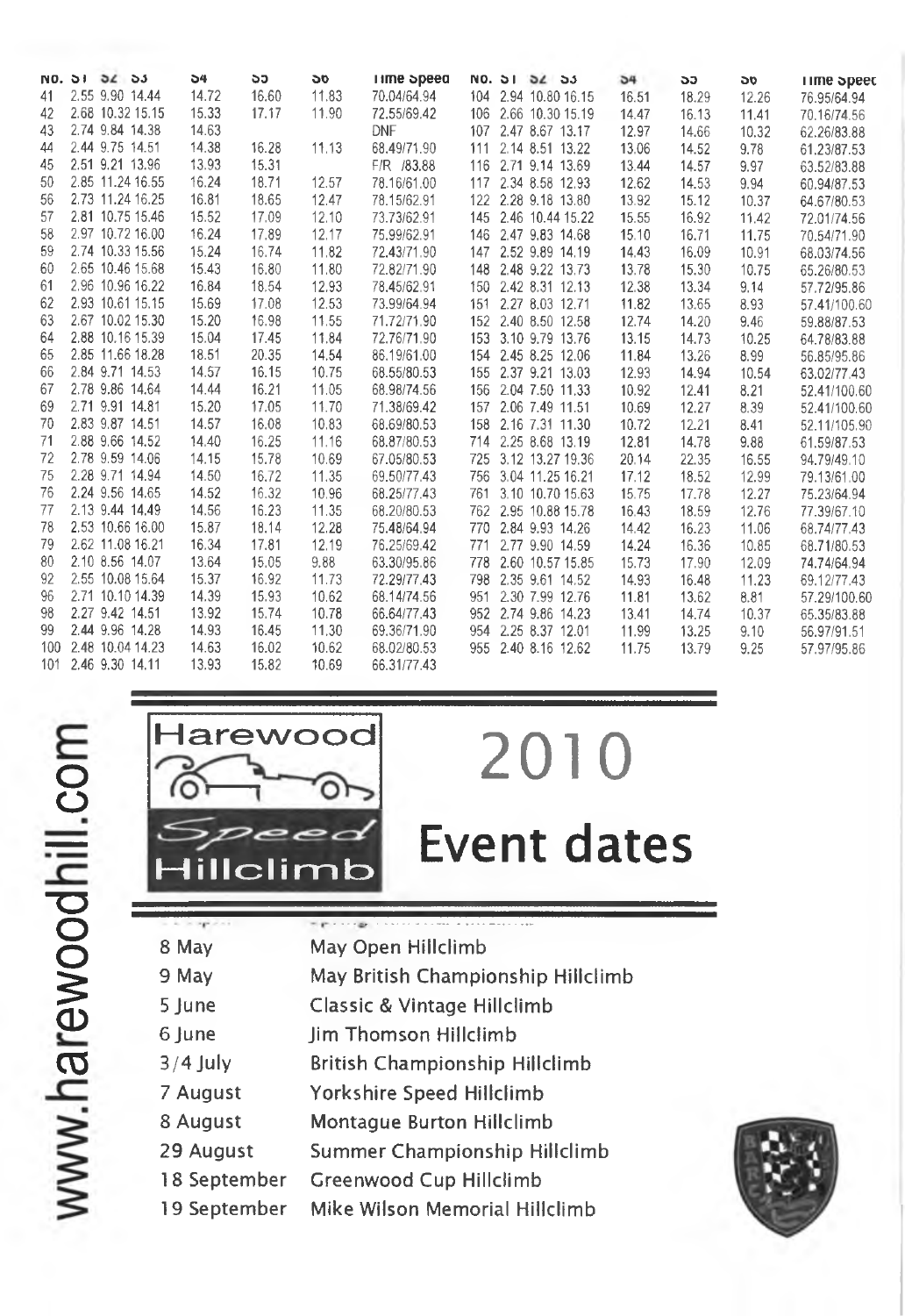| No. | S1 | S2 | S3 | S4 | S5 | S6 | Time Speed |
|---|---|---|---|---|---|---|---|
| 41 | 2.55 | 9.90 | 14.44 | 14.72 | 16.60 | 11.83 | 70.04/64.94 |
| 42 | 2.68 | 10.32 | 15.15 | 15.33 | 17.17 | 11.90 | 72.55/69.42 |
| 43 | 2.74 | 9.84 | 14.38 | 14.63 | | | DNF |
| 44 | 2.44 | 9.75 | 14.51 | 14.38 | 16.28 | 11.13 | 68.49/71.90 |
| 45 | 2.51 | 9.21 | 13.96 | 13.93 | 15.31 | | F/R /83.88 |
| 50 | 2.85 | 11.24 | 16.55 | 16.24 | 18.71 | 12.57 | 78.16/61.00 |
| 56 | 2.73 | 11.24 | 16.25 | 16.81 | 18.65 | 12.47 | 78.15/62.91 |
| 57 | 2.81 | 10.75 | 15.46 | 15.52 | 17.09 | 12.10 | 73.73/62.91 |
| 58 | 2.97 | 10.72 | 16.00 | 16.24 | 17.89 | 12.17 | 75.99/62.91 |
| 59 | 2.74 | 10.33 | 15.56 | 15.24 | 16.74 | 11.82 | 72.43/71.90 |
| 60 | 2.65 | 10.46 | 15.68 | 15.43 | 16.80 | 11.80 | 72.82/71.90 |
| 61 | 2.96 | 10.96 | 16.22 | 16.84 | 18.54 | 12.93 | 78.45/62.91 |
| 62 | 2.93 | 10.61 | 15.15 | 15.69 | 17.08 | 12.53 | 73.99/64.94 |
| 63 | 2.67 | 10.02 | 15.30 | 15.20 | 16.98 | 11.55 | 71.72/71.90 |
| 64 | 2.88 | 10.16 | 15.39 | 15.04 | 17.45 | 11.84 | 72.76/71.90 |
| 65 | 2.85 | 11.66 | 18.28 | 18.51 | 20.35 | 14.54 | 86.19/61.00 |
| 66 | 2.84 | 9.71 | 14.53 | 14.57 | 16.15 | 10.75 | 68.55/80.53 |
| 67 | 2.78 | 9.86 | 14.64 | 14.44 | 16.21 | 11.05 | 68.98/74.56 |
| 69 | 2.71 | 9.91 | 14.81 | 15.20 | 17.05 | 11.70 | 71.38/69.42 |
| 70 | 2.83 | 9.87 | 14.51 | 14.57 | 16.08 | 10.83 | 68.69/80.53 |
| 71 | 2.88 | 9.66 | 14.52 | 14.40 | 16.25 | 11.16 | 68.87/80.53 |
| 72 | 2.78 | 9.59 | 14.06 | 14.15 | 15.78 | 10.69 | 67.05/80.53 |
| 75 | 2.28 | 9.71 | 14.94 | 14.50 | 16.72 | 11.35 | 69.50/77.43 |
| 76 | 2.24 | 9.56 | 14.65 | 14.52 | 16.32 | 10.96 | 68.25/77.43 |
| 77 | 2.13 | 9.44 | 14.49 | 14.56 | 16.23 | 11.35 | 68.20/80.53 |
| 78 | 2.53 | 10.66 | 16.00 | 15.87 | 18.14 | 12.28 | 75.48/64.94 |
| 79 | 2.62 | 11.08 | 16.21 | 16.34 | 17.81 | 12.19 | 76.25/69.42 |
| 80 | 2.10 | 8.56 | 14.07 | 13.64 | 15.05 | 9.88 | 63.30/95.86 |
| 92 | 2.55 | 10.08 | 15.64 | 15.37 | 16.92 | 11.73 | 72.29/77.43 |
| 96 | 2.71 | 10.10 | 14.39 | 14.39 | 15.93 | 10.62 | 68.14/74.56 |
| 98 | 2.27 | 9.42 | 14.51 | 13.92 | 15.74 | 10.78 | 66.64/77.43 |
| 99 | 2.44 | 9.96 | 14.28 | 14.93 | 16.45 | 11.30 | 69.36/71.90 |
| 100 | 2.48 | 10.04 | 14.23 | 14.63 | 16.02 | 10.62 | 68.02/80.53 |
| 101 | 2.46 | 9.30 | 14.11 | 13.93 | 15.82 | 10.69 | 66.31/77.43 |
| 104 | 2.94 | 10.80 | 16.15 | 16.51 | 18.29 | 12.26 | 76.95/64.94 |
| 106 | 2.66 | 10.30 | 15.19 | 14.47 | 16.13 | 11.41 | 70.16/74.56 |
| 107 | 2.47 | 8.67 | 13.17 | 12.97 | 14.66 | 10.32 | 62.26/83.88 |
| 111 | 2.14 | 8.51 | 13.22 | 13.06 | 14.52 | 9.78 | 61.23/87.53 |
| 116 | 2.71 | 9.14 | 13.69 | 13.44 | 14.57 | 9.97 | 63.52/83.88 |
| 117 | 2.34 | 8.58 | 12.93 | 12.62 | 14.53 | 9.94 | 60.94/87.53 |
| 122 | 2.28 | 9.18 | 13.80 | 13.92 | 15.12 | 10.37 | 64.67/80.53 |
| 145 | 2.46 | 10.44 | 15.22 | 15.55 | 16.92 | 11.42 | 72.01/74.56 |
| 146 | 2.47 | 9.83 | 14.68 | 15.10 | 16.71 | 11.75 | 70.54/71.90 |
| 147 | 2.52 | 9.89 | 14.19 | 14.43 | 16.09 | 10.91 | 68.03/74.56 |
| 148 | 2.48 | 9.22 | 13.73 | 13.78 | 15.30 | 10.75 | 65.26/80.53 |
| 150 | 2.42 | 8.31 | 12.13 | 12.38 | 13.34 | 9.14 | 57.72/95.86 |
| 151 | 2.27 | 8.03 | 12.71 | 11.82 | 13.65 | 8.93 | 57.41/100.60 |
| 152 | 2.40 | 8.50 | 12.58 | 12.74 | 14.20 | 9.46 | 59.88/87.53 |
| 153 | 3.10 | 9.79 | 13.76 | 13.15 | 14.73 | 10.25 | 64.78/83.88 |
| 154 | 2.45 | 8.25 | 12.06 | 11.84 | 13.26 | 8.99 | 56.85/95.86 |
| 155 | 2.37 | 9.21 | 13.03 | 12.93 | 14.94 | 10.54 | 63.02/77.43 |
| 156 | 2.04 | 7.50 | 11.33 | 10.92 | 12.41 | 8.21 | 52.41/100.60 |
| 157 | 2.06 | 7.49 | 11.51 | 10.69 | 12.27 | 8.39 | 52.41/100.60 |
| 158 | 2.16 | 7.31 | 11.30 | 10.72 | 12.21 | 8.41 | 52.11/105.90 |
| 714 | 2.25 | 8.68 | 13.19 | 12.81 | 14.78 | 9.88 | 61.59/87.53 |
| 725 | 3.12 | 13.27 | 19.36 | 20.14 | 22.35 | 16.55 | 94.79/49.10 |
| 756 | 3.04 | 11.25 | 16.21 | 17.12 | 18.52 | 12.99 | 79.13/61.00 |
| 761 | 3.10 | 10.70 | 15.63 | 15.75 | 17.78 | 12.27 | 75.23/64.94 |
| 762 | 2.95 | 10.88 | 15.78 | 16.43 | 18.59 | 12.76 | 77.39/67.10 |
| 770 | 2.84 | 9.93 | 14.26 | 14.42 | 16.23 | 11.06 | 68.74/77.43 |
| 771 | 2.77 | 9.90 | 14.59 | 14.24 | 16.36 | 10.85 | 68.71/80.53 |
| 778 | 2.60 | 10.57 | 15.85 | 15.73 | 17.90 | 12.09 | 74.74/64.94 |
| 798 | 2.35 | 9.61 | 14.52 | 14.93 | 16.48 | 11.23 | 69.12/77.43 |
| 951 | 2.30 | 7.99 | 12.76 | 11.81 | 13.62 | 8.81 | 57.29/100.60 |
| 952 | 2.74 | 9.86 | 14.23 | 13.41 | 14.74 | 10.37 | 65.35/83.88 |
| 954 | 2.25 | 8.37 | 12.01 | 11.99 | 13.25 | 9.10 | 56.97/91.51 |
| 955 | 2.40 | 8.16 | 12.62 | 11.75 | 13.79 | 9.25 | 57.97/95.86 |

www.harewoodhill.com

Harewood Speed Hillclimb

# 2010 Event dates

| | |
|---|---|
| 8 May | May Open Hillclimb |
| 9 May | May British Championship Hillclimb |
| 5 June | Classic & Vintage Hillclimb |
| 6 June | Jim Thomson Hillclimb |
| 3/4 July | British Championship Hillclimb |
| 7 August | Yorkshire Speed Hillclimb |
| 8 August | Montague Burton Hillclimb |
| 29 August | Summer Championship Hillclimb |
| 18 September | Greenwood Cup Hillclimb |
| 19 September | Mike Wilson Memorial Hillclimb |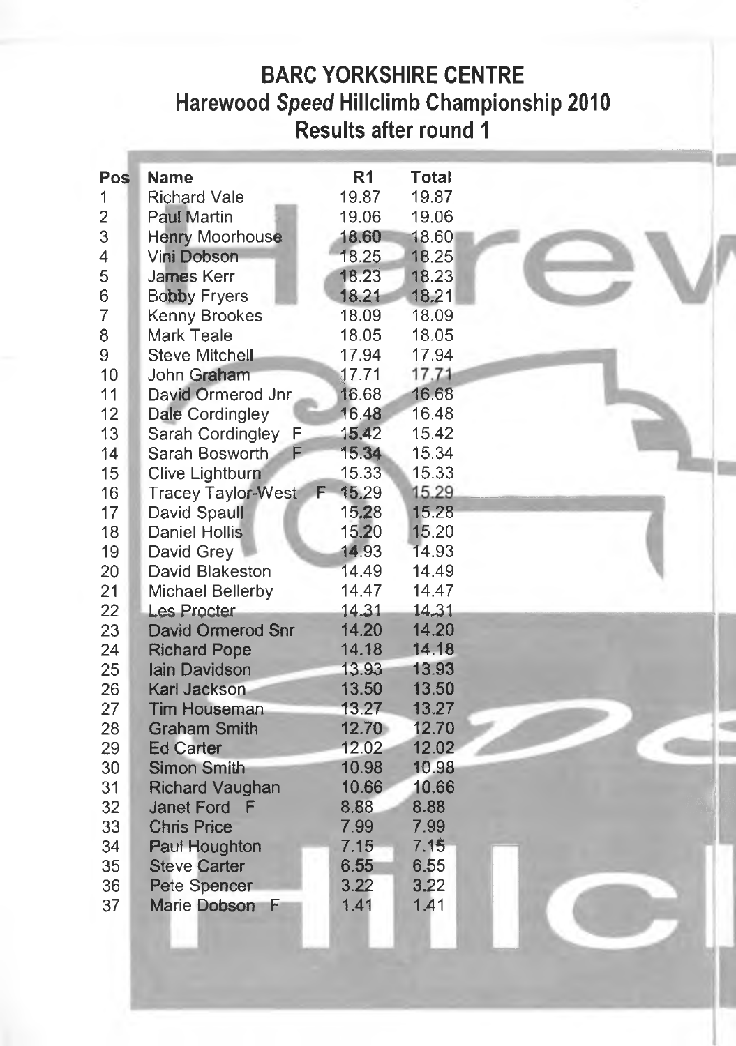# BARC YORKSHIRE CENTRE

## Harewood *Speed* Hillclimb Championship 2010

## Results after round 1

| Pos | Name | R1 | Total |
|---|---|---|---|
| 1 | Richard Vale | 19.87 | 19.87 |
| 2 | Paul Martin | 19.06 | 19.06 |
| 3 | Henry Moorhouse | 18.60 | 18.60 |
| 4 | Vini Dobson | 18.25 | 18.25 |
| 5 | James Kerr | 18.23 | 18.23 |
| 6 | Bobby Fryers | 18.21 | 18.21 |
| 7 | Kenny Brookes | 18.09 | 18.09 |
| 8 | Mark Teale | 18.05 | 18.05 |
| 9 | Steve Mitchell | 17.94 | 17.94 |
| 10 | John Graham | 17.71 | 17.71 |
| 11 | David Ormerod Jnr | 16.68 | 16.68 |
| 12 | Dale Cordingley | 16.48 | 16.48 |
| 13 | Sarah Cordingley F | 15.42 | 15.42 |
| 14 | Sarah Bosworth F | 15.34 | 15.34 |
| 15 | Clive Lightburn | 15.33 | 15.33 |
| 16 | Tracey Taylor-West F | 15.29 | 15.29 |
| 17 | David Spaull | 15.28 | 15.28 |
| 18 | Daniel Hollis | 15.20 | 15.20 |
| 19 | David Grey | 14.93 | 14.93 |
| 20 | David Blakeston | 14.49 | 14.49 |
| 21 | Michael Bellerby | 14.47 | 14.47 |
| 22 | Les Procter | 14.31 | 14.31 |
| 23 | David Ormerod Snr | 14.20 | 14.20 |
| 24 | Richard Pope | 14.18 | 14.18 |
| 25 | Iain Davidson | 13.93 | 13.93 |
| 26 | Karl Jackson | 13.50 | 13.50 |
| 27 | Tim Houseman | 13.27 | 13.27 |
| 28 | Graham Smith | 12.70 | 12.70 |
| 29 | Ed Carter | 12.02 | 12.02 |
| 30 | Simon Smith | 10.98 | 10.98 |
| 31 | Richard Vaughan | 10.66 | 10.66 |
| 32 | Janet Ford F | 8.88 | 8.88 |
| 33 | Chris Price | 7.99 | 7.99 |
| 34 | Paul Houghton | 7.15 | 7.15 |
| 35 | Steve Carter | 6.55 | 6.55 |
| 36 | Pete Spencer | 3.22 | 3.22 |
| 37 | Marie Dobson F | 1.41 | 1.41 |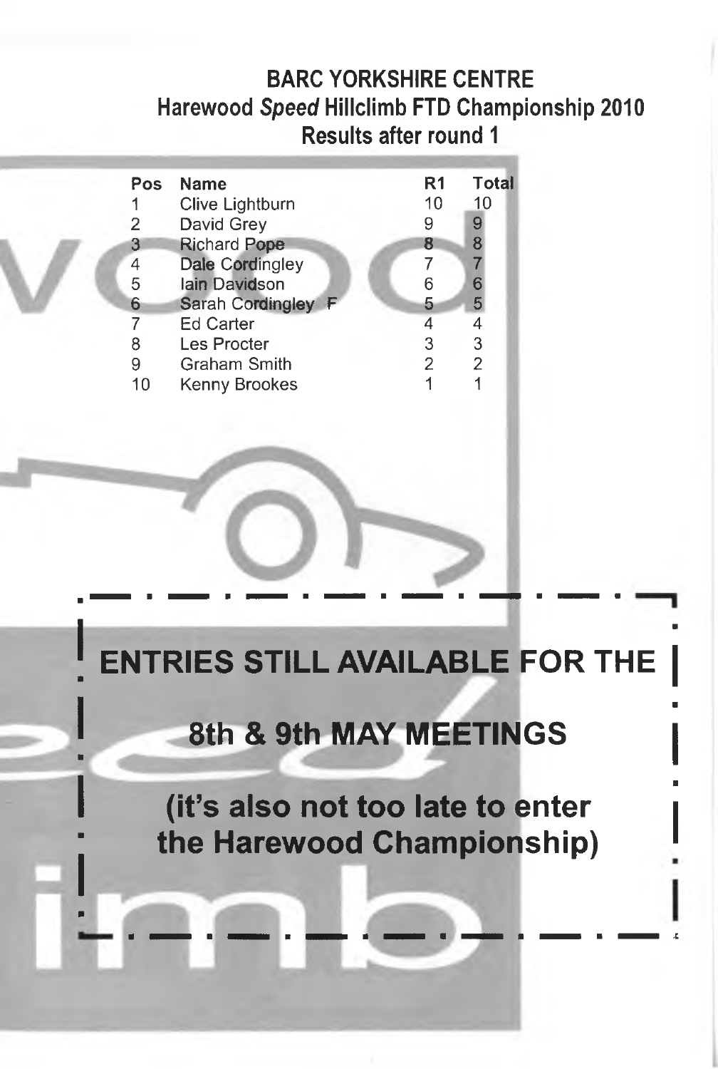## BARC YORKSHIRE CENTRE
## Harewood *Speed* Hillclimb FTD Championship 2010
## Results after round 1

| Pos | Name | R1 | Total |
|---|---|---|---|
| 1 | Clive Lightburn | 10 | 10 |
| 2 | David Grey | 9 | 9 |
| 3 | Richard Pope | 8 | 8 |
| 4 | Dale Cordingley | 7 | 7 |
| 5 | Iain Davidson | 6 | 6 |
| 6 | Sarah Cordingley F | 5 | 5 |
| 7 | Ed Carter | 4 | 4 |
| 8 | Les Procter | 3 | 3 |
| 9 | Graham Smith | 2 | 2 |
| 10 | Kenny Brookes | 1 | 1 |

**ENTRIES STILL AVAILABLE FOR THE**

**8th & 9th MAY MEETINGS**

**(it's also not too late to enter the Harewood Championship)**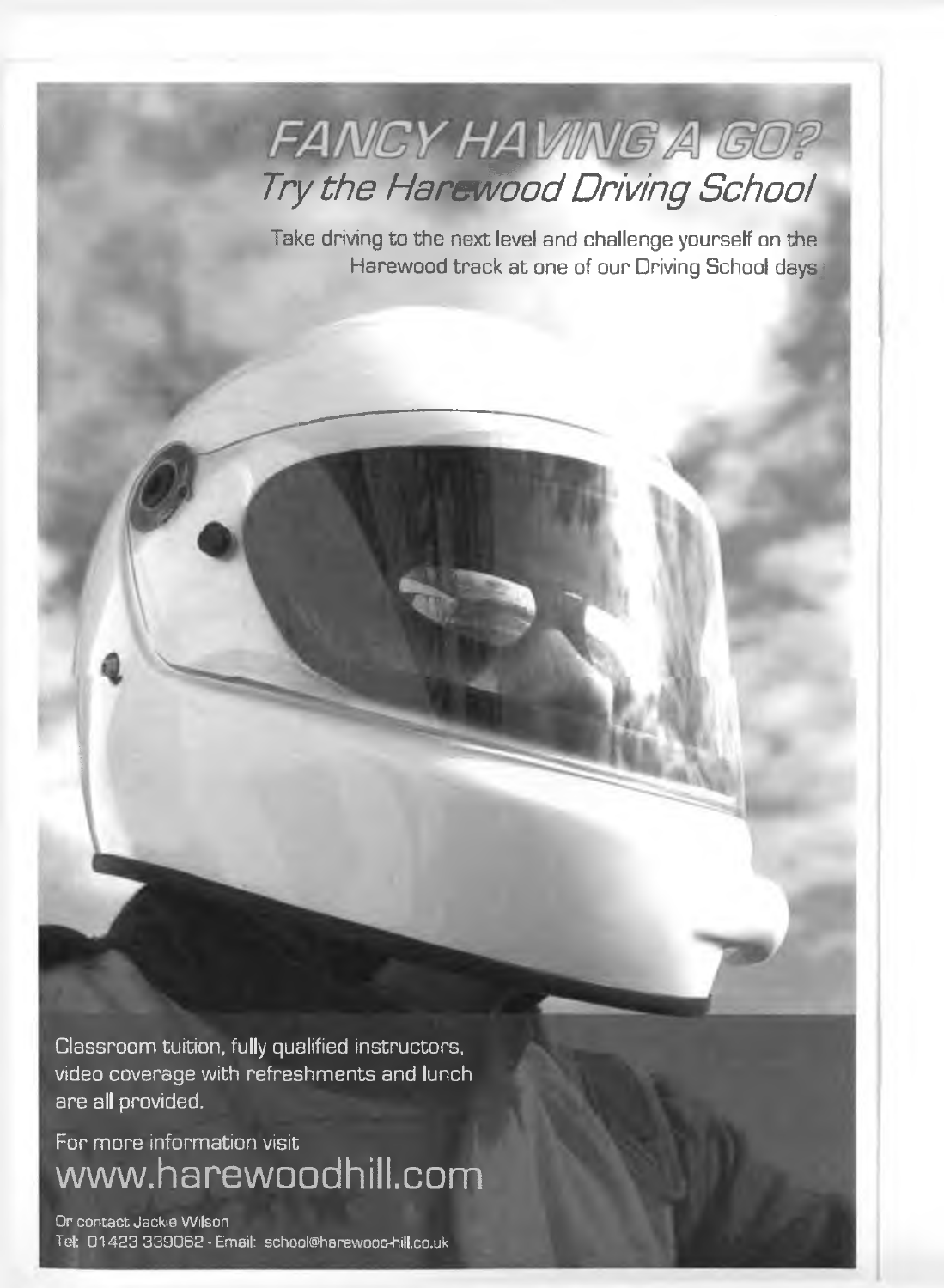# FANCY HAVING A GO?

## *Try the Harewood Driving School*

Take driving to the next level and challenge yourself on the Harewood track at one of our Driving School days

Classroom tuition, fully qualified instructors, video coverage with refreshments and lunch are all provided.

For more information visit
www.harewoodhill.com

Or contact Jackie Wilson
Tel: 01423 339062 - Email: school@harewood-hill.co.uk